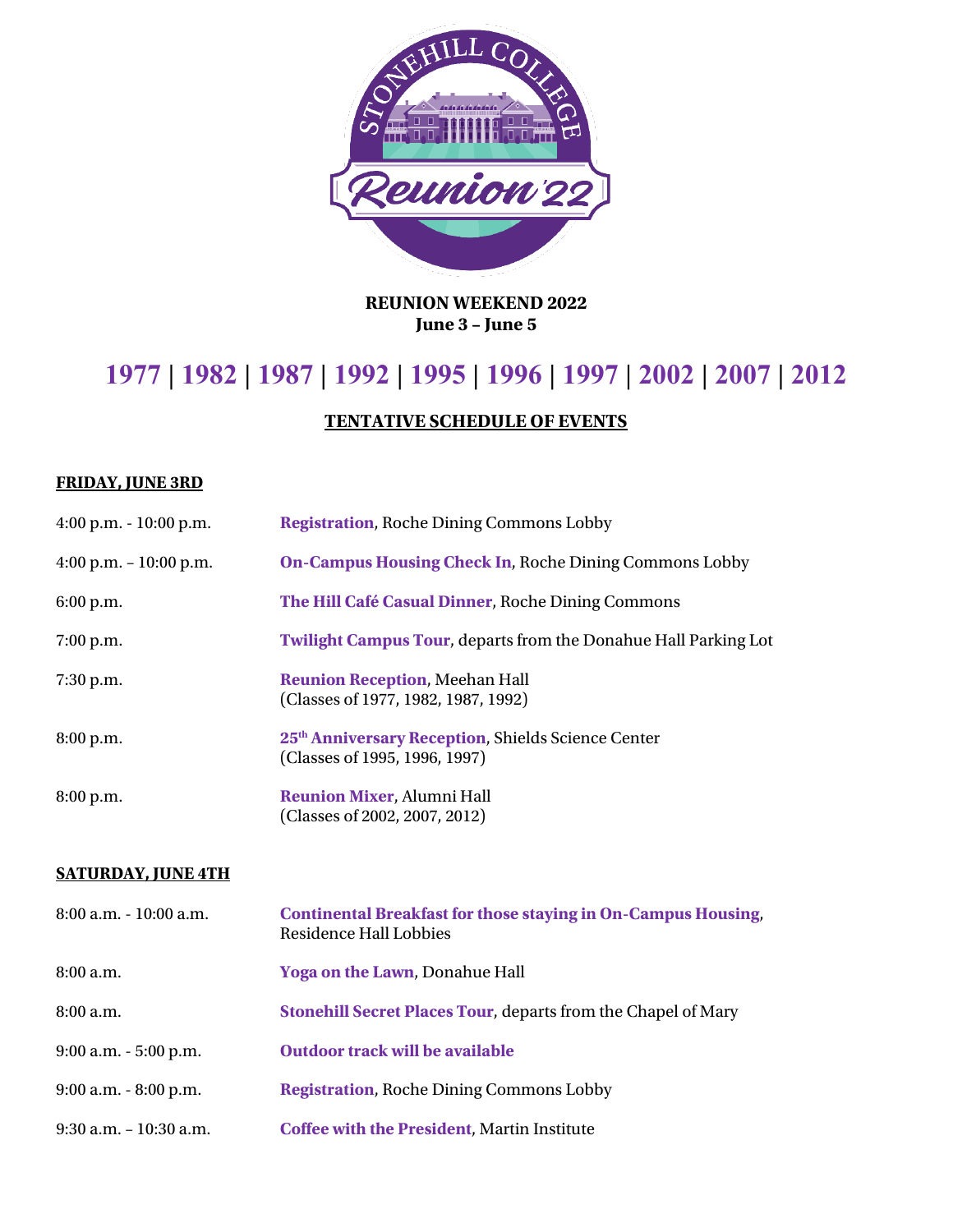**REUNION WEEKEND 2022**
**June 3 – June 5**

# 1977 | 1982 | 1987 | 1992 | 1995 | 1996 | 1997 | 2002 | 2007 | 2012

## TENTATIVE SCHEDULE OF EVENTS

### FRIDAY, JUNE 3RD

| | |
|---|---|
| 4:00 p.m. - 10:00 p.m. | **Registration**, Roche Dining Commons Lobby |
| 4:00 p.m. – 10:00 p.m. | **On-Campus Housing Check In**, Roche Dining Commons Lobby |
| 6:00 p.m. | **The Hill Café Casual Dinner**, Roche Dining Commons |
| 7:00 p.m. | **Twilight Campus Tour**, departs from the Donahue Hall Parking Lot |
| 7:30 p.m. | **Reunion Reception**, Meehan Hall (Classes of 1977, 1982, 1987, 1992) |
| 8:00 p.m. | **25th Anniversary Reception**, Shields Science Center (Classes of 1995, 1996, 1997) |
| 8:00 p.m. | **Reunion Mixer**, Alumni Hall (Classes of 2002, 2007, 2012) |

### SATURDAY, JUNE 4TH

| | |
|---|---|
| 8:00 a.m. - 10:00 a.m. | **Continental Breakfast for those staying in On-Campus Housing**, Residence Hall Lobbies |
| 8:00 a.m. | **Yoga on the Lawn**, Donahue Hall |
| 8:00 a.m. | **Stonehill Secret Places Tour**, departs from the Chapel of Mary |
| 9:00 a.m. - 5:00 p.m. | **Outdoor track will be available** |
| 9:00 a.m. - 8:00 p.m. | **Registration**, Roche Dining Commons Lobby |
| 9:30 a.m. – 10:30 a.m. | **Coffee with the President**, Martin Institute |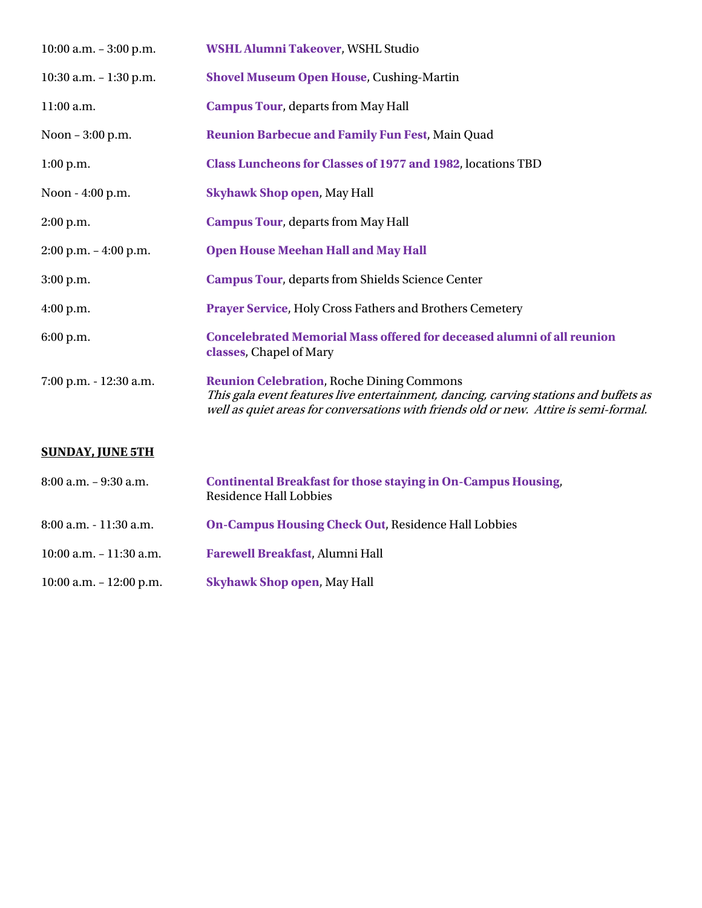| | |
|---|---|
| 10:00 a.m. – 3:00 p.m. | **WSHL Alumni Takeover**, WSHL Studio |
| 10:30 a.m. – 1:30 p.m. | **Shovel Museum Open House**, Cushing-Martin |
| 11:00 a.m. | **Campus Tour**, departs from May Hall |
| Noon – 3:00 p.m. | **Reunion Barbecue and Family Fun Fest**, Main Quad |
| 1:00 p.m. | **Class Luncheons for Classes of 1977 and 1982**, locations TBD |
| Noon - 4:00 p.m. | **Skyhawk Shop open**, May Hall |
| 2:00 p.m. | **Campus Tour**, departs from May Hall |
| 2:00 p.m. – 4:00 p.m. | **Open House Meehan Hall and May Hall** |
| 3:00 p.m. | **Campus Tour**, departs from Shields Science Center |
| 4:00 p.m. | **Prayer Service**, Holy Cross Fathers and Brothers Cemetery |
| 6:00 p.m. | **Concelebrated Memorial Mass offered for deceased alumni of all reunion classes**, Chapel of Mary |
| 7:00 p.m. - 12:30 a.m. | **Reunion Celebration**, Roche Dining Commons<br>*This gala event features live entertainment, dancing, carving stations and buffets as well as quiet areas for conversations with friends old or new. Attire is semi-formal.* |

**SUNDAY, JUNE 5TH**

| | |
|---|---|
| 8:00 a.m. – 9:30 a.m. | **Continental Breakfast for those staying in On-Campus Housing**, Residence Hall Lobbies |
| 8:00 a.m. - 11:30 a.m. | **On-Campus Housing Check Out**, Residence Hall Lobbies |
| 10:00 a.m. – 11:30 a.m. | **Farewell Breakfast**, Alumni Hall |
| 10:00 a.m. – 12:00 p.m. | **Skyhawk Shop open**, May Hall |